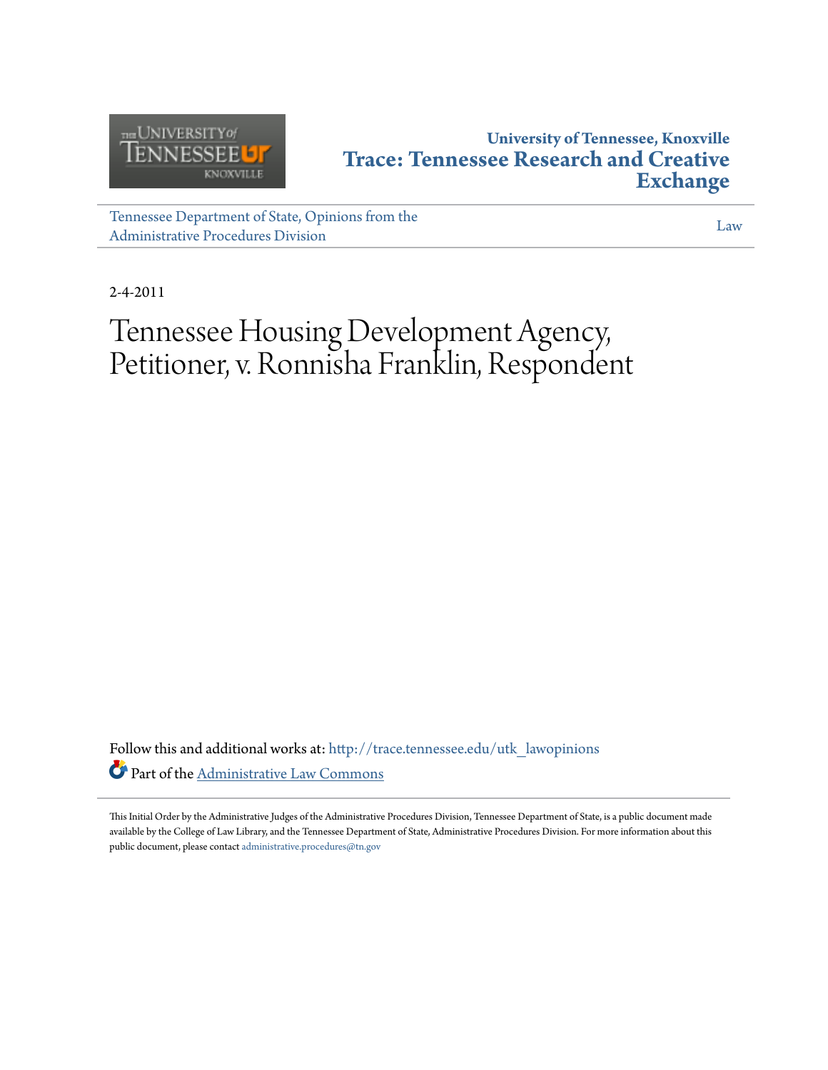University of Tennessee, Knoxville

**Trace: Tennessee Research and Creative Exchange**

Tennessee Department of State, Opinions from the Administrative Procedures Division

Law

2-4-2011

# Tennessee Housing Development Agency, Petitioner, v. Ronnisha Franklin, Respondent

Follow this and additional works at: http://trace.tennessee.edu/utk_lawopinions

Part of the Administrative Law Commons

This Initial Order by the Administrative Judges of the Administrative Procedures Division, Tennessee Department of State, is a public document made available by the College of Law Library, and the Tennessee Department of State, Administrative Procedures Division. For more information about this public document, please contact administrative.procedures@tn.gov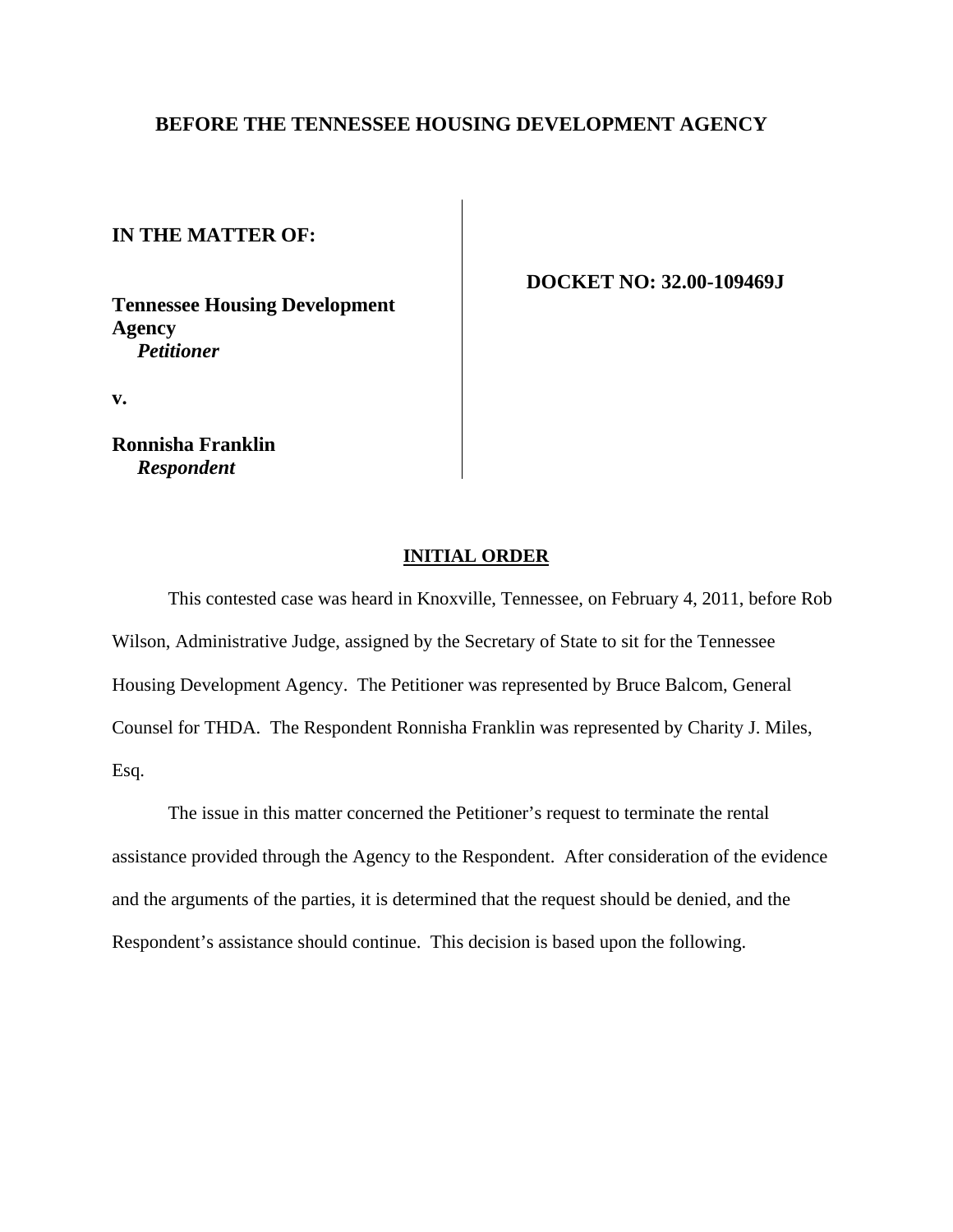# BEFORE THE TENNESSEE HOUSING DEVELOPMENT AGENCY

**IN THE MATTER OF:**

**Tennessee Housing Development Agency**
***Petitioner***

**v.**

**Ronnisha Franklin**
***Respondent***

**DOCKET NO: 32.00-109469J**

## INITIAL ORDER

This contested case was heard in Knoxville, Tennessee, on February 4, 2011, before Rob Wilson, Administrative Judge, assigned by the Secretary of State to sit for the Tennessee Housing Development Agency. The Petitioner was represented by Bruce Balcom, General Counsel for THDA. The Respondent Ronnisha Franklin was represented by Charity J. Miles, Esq.

The issue in this matter concerned the Petitioner's request to terminate the rental assistance provided through the Agency to the Respondent. After consideration of the evidence and the arguments of the parties, it is determined that the request should be denied, and the Respondent's assistance should continue. This decision is based upon the following.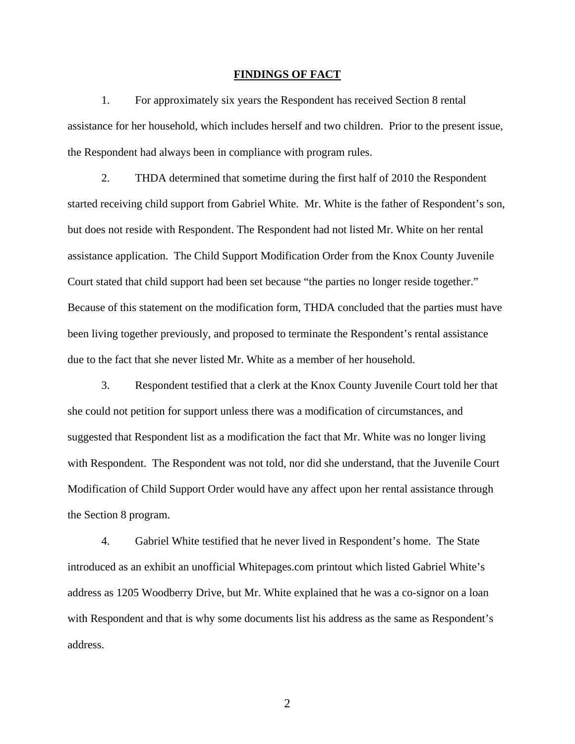## FINDINGS OF FACT

1. For approximately six years the Respondent has received Section 8 rental assistance for her household, which includes herself and two children. Prior to the present issue, the Respondent had always been in compliance with program rules.

2. THDA determined that sometime during the first half of 2010 the Respondent started receiving child support from Gabriel White. Mr. White is the father of Respondent's son, but does not reside with Respondent. The Respondent had not listed Mr. White on her rental assistance application. The Child Support Modification Order from the Knox County Juvenile Court stated that child support had been set because "the parties no longer reside together." Because of this statement on the modification form, THDA concluded that the parties must have been living together previously, and proposed to terminate the Respondent's rental assistance due to the fact that she never listed Mr. White as a member of her household.

3. Respondent testified that a clerk at the Knox County Juvenile Court told her that she could not petition for support unless there was a modification of circumstances, and suggested that Respondent list as a modification the fact that Mr. White was no longer living with Respondent. The Respondent was not told, nor did she understand, that the Juvenile Court Modification of Child Support Order would have any affect upon her rental assistance through the Section 8 program.

4. Gabriel White testified that he never lived in Respondent's home. The State introduced as an exhibit an unofficial Whitepages.com printout which listed Gabriel White's address as 1205 Woodberry Drive, but Mr. White explained that he was a co-signor on a loan with Respondent and that is why some documents list his address as the same as Respondent's address.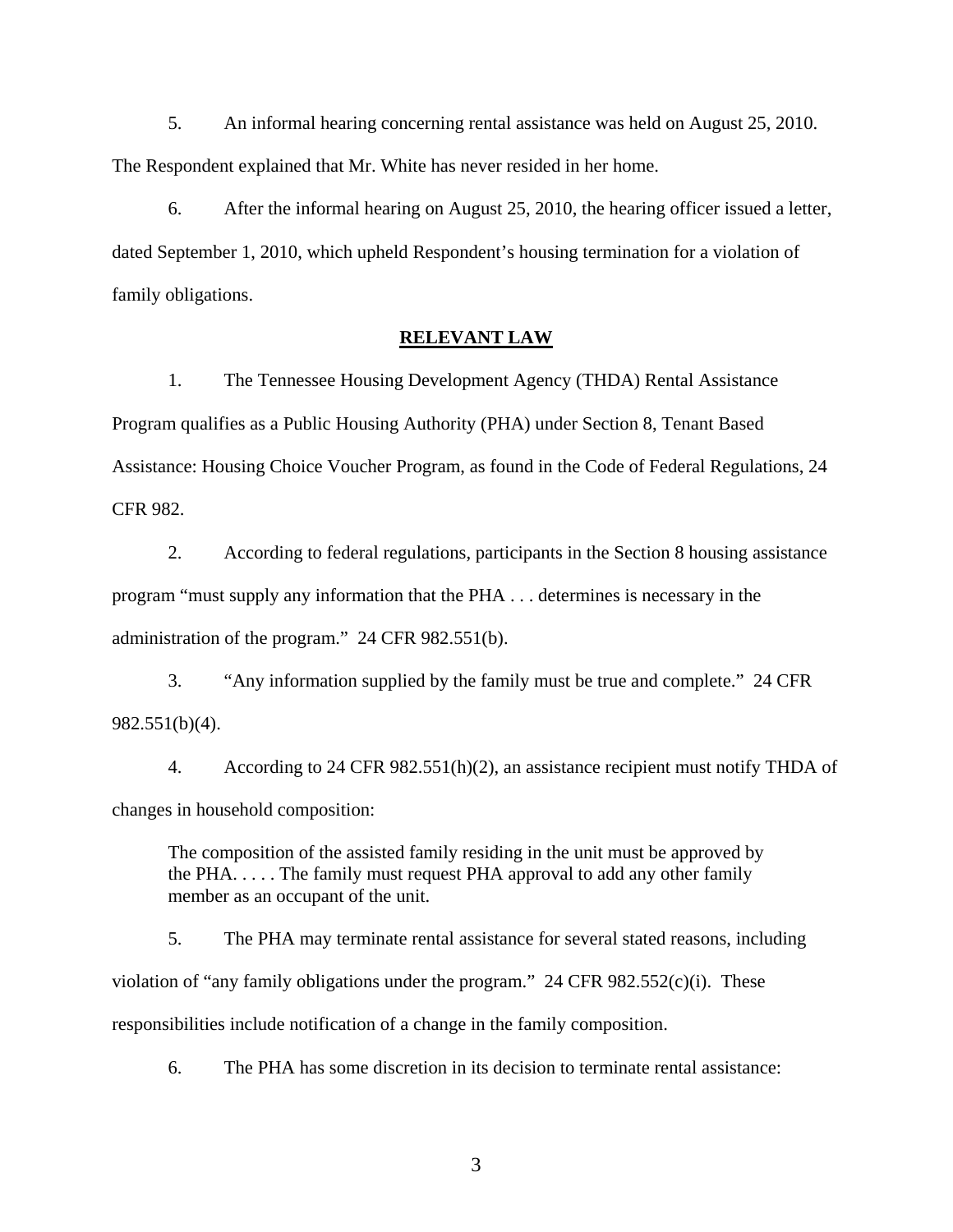5. An informal hearing concerning rental assistance was held on August 25, 2010. The Respondent explained that Mr. White has never resided in her home.

6. After the informal hearing on August 25, 2010, the hearing officer issued a letter, dated September 1, 2010, which upheld Respondent's housing termination for a violation of family obligations.

## RELEVANT LAW

1. The Tennessee Housing Development Agency (THDA) Rental Assistance Program qualifies as a Public Housing Authority (PHA) under Section 8, Tenant Based Assistance: Housing Choice Voucher Program, as found in the Code of Federal Regulations, 24 CFR 982.

2. According to federal regulations, participants in the Section 8 housing assistance program "must supply any information that the PHA . . . determines is necessary in the administration of the program." 24 CFR 982.551(b).

3. "Any information supplied by the family must be true and complete." 24 CFR 982.551(b)(4).

4. According to 24 CFR 982.551(h)(2), an assistance recipient must notify THDA of changes in household composition:

> The composition of the assisted family residing in the unit must be approved by the PHA. . . . . The family must request PHA approval to add any other family member as an occupant of the unit.

5. The PHA may terminate rental assistance for several stated reasons, including violation of "any family obligations under the program." 24 CFR 982.552(c)(i). These responsibilities include notification of a change in the family composition.

6. The PHA has some discretion in its decision to terminate rental assistance: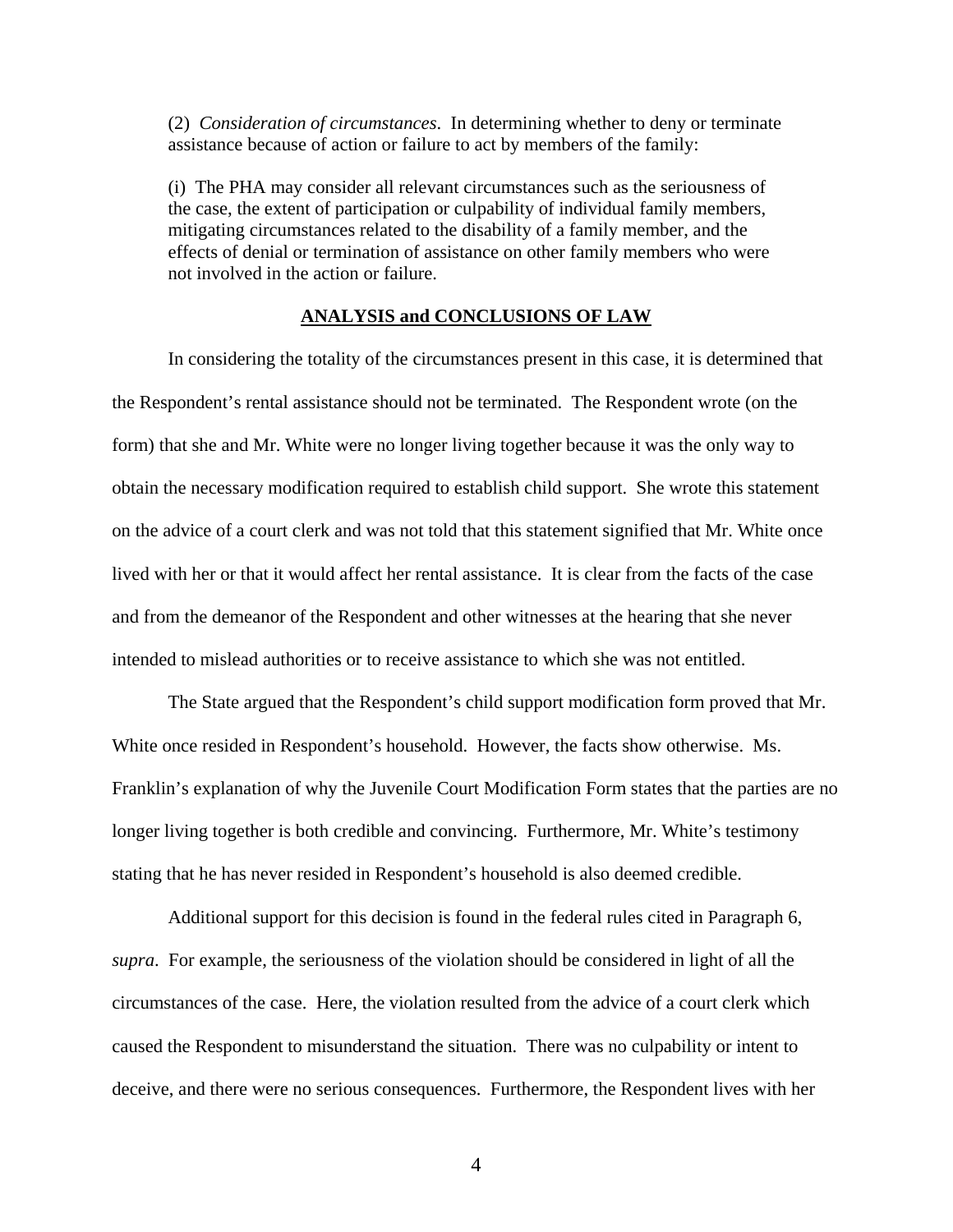(2) *Consideration of circumstances*. In determining whether to deny or terminate assistance because of action or failure to act by members of the family:

(i) The PHA may consider all relevant circumstances such as the seriousness of the case, the extent of participation or culpability of individual family members, mitigating circumstances related to the disability of a family member, and the effects of denial or termination of assistance on other family members who were not involved in the action or failure.

## ANALYSIS and CONCLUSIONS OF LAW

In considering the totality of the circumstances present in this case, it is determined that the Respondent's rental assistance should not be terminated. The Respondent wrote (on the form) that she and Mr. White were no longer living together because it was the only way to obtain the necessary modification required to establish child support. She wrote this statement on the advice of a court clerk and was not told that this statement signified that Mr. White once lived with her or that it would affect her rental assistance. It is clear from the facts of the case and from the demeanor of the Respondent and other witnesses at the hearing that she never intended to mislead authorities or to receive assistance to which she was not entitled.

The State argued that the Respondent's child support modification form proved that Mr. White once resided in Respondent's household. However, the facts show otherwise. Ms. Franklin's explanation of why the Juvenile Court Modification Form states that the parties are no longer living together is both credible and convincing. Furthermore, Mr. White's testimony stating that he has never resided in Respondent's household is also deemed credible.

Additional support for this decision is found in the federal rules cited in Paragraph 6, *supra*. For example, the seriousness of the violation should be considered in light of all the circumstances of the case. Here, the violation resulted from the advice of a court clerk which caused the Respondent to misunderstand the situation. There was no culpability or intent to deceive, and there were no serious consequences. Furthermore, the Respondent lives with her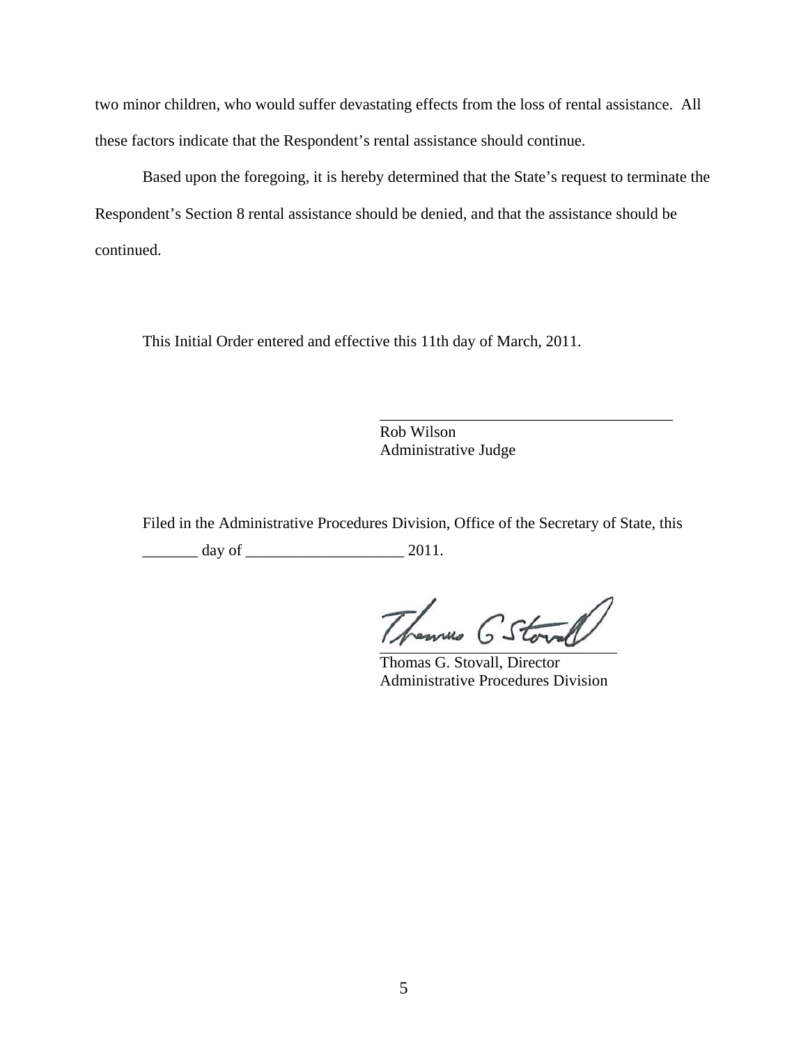two minor children, who would suffer devastating effects from the loss of rental assistance. All these factors indicate that the Respondent's rental assistance should continue.

Based upon the foregoing, it is hereby determined that the State's request to terminate the Respondent's Section 8 rental assistance should be denied, and that the assistance should be continued.

This Initial Order entered and effective this 11th day of March, 2011.

\_\_\_\_\_\_\_\_\_\_\_\_\_\_\_\_\_\_\_\_\_\_\_\_\_\_\_\_\_\_\_\_\_\_\_\_\_\_
Rob Wilson
Administrative Judge

Filed in the Administrative Procedures Division, Office of the Secretary of State, this \_\_\_\_\_\_\_ day of \_\_\_\_\_\_\_\_\_\_\_\_\_\_\_\_\_\_\_\_ 2011.

Thomas G. Stovall, Director
Administrative Procedures Division